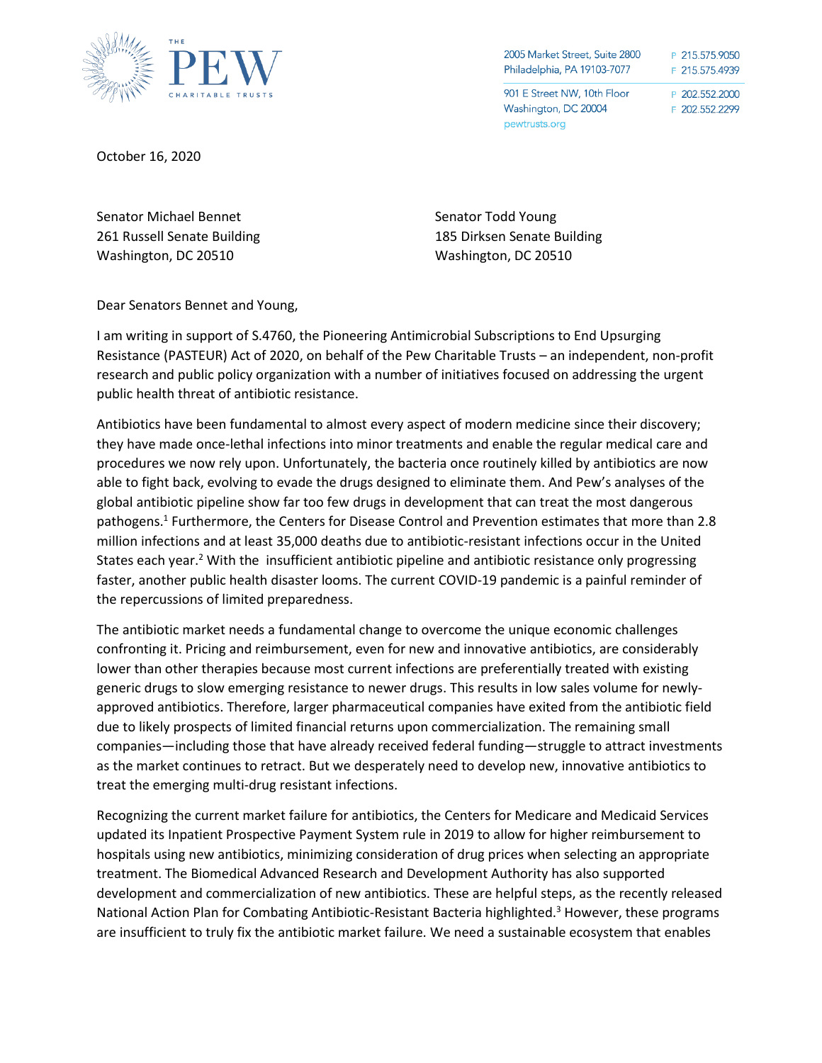THE PEW CHARITABLE TRUSTS

2005 Market Street, Suite 2800
Philadelphia, PA 19103-7077
P 215.575.9050
F 215.575.4939

901 E Street NW, 10th Floor
Washington, DC 20004
pewtrusts.org
P 202.552.2000
F 202.552.2299

October 16, 2020

Senator Michael Bennet
261 Russell Senate Building
Washington, DC 20510

Senator Todd Young
185 Dirksen Senate Building
Washington, DC 20510

Dear Senators Bennet and Young,

I am writing in support of S.4760, the Pioneering Antimicrobial Subscriptions to End Upsurging Resistance (PASTEUR) Act of 2020, on behalf of the Pew Charitable Trusts – an independent, non-profit research and public policy organization with a number of initiatives focused on addressing the urgent public health threat of antibiotic resistance.

Antibiotics have been fundamental to almost every aspect of modern medicine since their discovery; they have made once-lethal infections into minor treatments and enable the regular medical care and procedures we now rely upon. Unfortunately, the bacteria once routinely killed by antibiotics are now able to fight back, evolving to evade the drugs designed to eliminate them. And Pew's analyses of the global antibiotic pipeline show far too few drugs in development that can treat the most dangerous pathogens.[1] Furthermore, the Centers for Disease Control and Prevention estimates that more than 2.8 million infections and at least 35,000 deaths due to antibiotic-resistant infections occur in the United States each year.[2] With the insufficient antibiotic pipeline and antibiotic resistance only progressing faster, another public health disaster looms. The current COVID-19 pandemic is a painful reminder of the repercussions of limited preparedness.

The antibiotic market needs a fundamental change to overcome the unique economic challenges confronting it. Pricing and reimbursement, even for new and innovative antibiotics, are considerably lower than other therapies because most current infections are preferentially treated with existing generic drugs to slow emerging resistance to newer drugs. This results in low sales volume for newly-approved antibiotics. Therefore, larger pharmaceutical companies have exited from the antibiotic field due to likely prospects of limited financial returns upon commercialization. The remaining small companies—including those that have already received federal funding—struggle to attract investments as the market continues to retract. But we desperately need to develop new, innovative antibiotics to treat the emerging multi-drug resistant infections.

Recognizing the current market failure for antibiotics, the Centers for Medicare and Medicaid Services updated its Inpatient Prospective Payment System rule in 2019 to allow for higher reimbursement to hospitals using new antibiotics, minimizing consideration of drug prices when selecting an appropriate treatment. The Biomedical Advanced Research and Development Authority has also supported development and commercialization of new antibiotics. These are helpful steps, as the recently released National Action Plan for Combating Antibiotic-Resistant Bacteria highlighted.[3] However, these programs are insufficient to truly fix the antibiotic market failure. We need a sustainable ecosystem that enables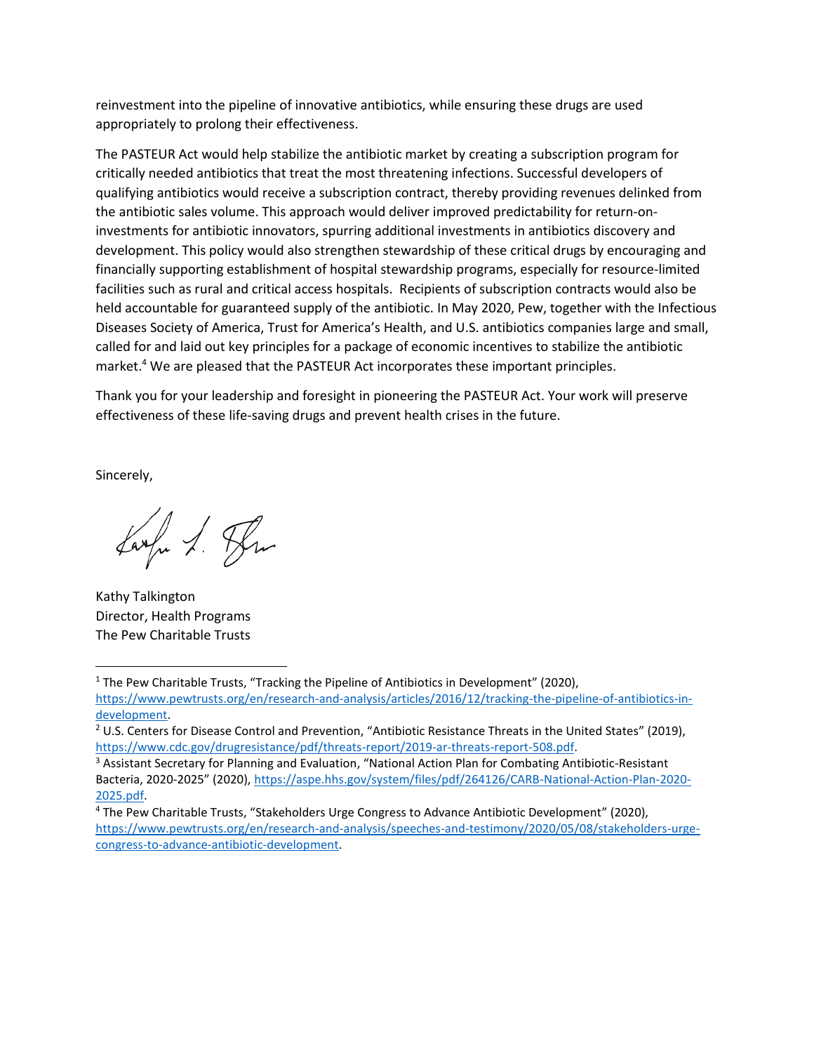reinvestment into the pipeline of innovative antibiotics, while ensuring these drugs are used appropriately to prolong their effectiveness.

The PASTEUR Act would help stabilize the antibiotic market by creating a subscription program for critically needed antibiotics that treat the most threatening infections. Successful developers of qualifying antibiotics would receive a subscription contract, thereby providing revenues delinked from the antibiotic sales volume. This approach would deliver improved predictability for return-on-investments for antibiotic innovators, spurring additional investments in antibiotics discovery and development. This policy would also strengthen stewardship of these critical drugs by encouraging and financially supporting establishment of hospital stewardship programs, especially for resource-limited facilities such as rural and critical access hospitals. Recipients of subscription contracts would also be held accountable for guaranteed supply of the antibiotic. In May 2020, Pew, together with the Infectious Diseases Society of America, Trust for America's Health, and U.S. antibiotics companies large and small, called for and laid out key principles for a package of economic incentives to stabilize the antibiotic market.[4] We are pleased that the PASTEUR Act incorporates these important principles.

Thank you for your leadership and foresight in pioneering the PASTEUR Act. Your work will preserve effectiveness of these life-saving drugs and prevent health crises in the future.

Sincerely,

Kathy Talkington
Director, Health Programs
The Pew Charitable Trusts

---

[1] The Pew Charitable Trusts, "Tracking the Pipeline of Antibiotics in Development" (2020), https://www.pewtrusts.org/en/research-and-analysis/articles/2016/12/tracking-the-pipeline-of-antibiotics-in-development.

[2] U.S. Centers for Disease Control and Prevention, "Antibiotic Resistance Threats in the United States" (2019), https://www.cdc.gov/drugresistance/pdf/threats-report/2019-ar-threats-report-508.pdf.

[3] Assistant Secretary for Planning and Evaluation, "National Action Plan for Combating Antibiotic-Resistant Bacteria, 2020-2025" (2020), https://aspe.hhs.gov/system/files/pdf/264126/CARB-National-Action-Plan-2020-2025.pdf.

[4] The Pew Charitable Trusts, "Stakeholders Urge Congress to Advance Antibiotic Development" (2020), https://www.pewtrusts.org/en/research-and-analysis/speeches-and-testimony/2020/05/08/stakeholders-urge-congress-to-advance-antibiotic-development.